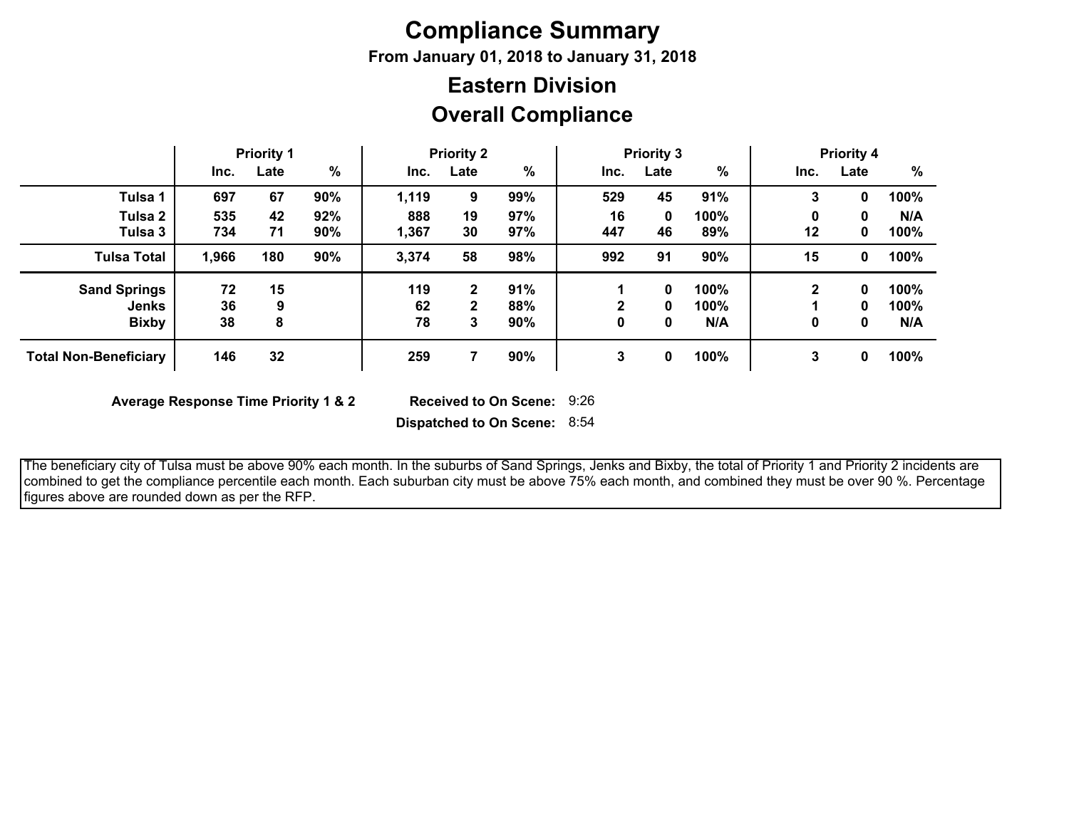# Compliance Summary

**From January 01, 2018 to January 31, 2018**

## Eastern Division

## Overall Compliance

| | Priority 1 | | | Priority 2 | | | Priority 3 | | | Priority 4 | | |
|---|---|---|---|---|---|---|---|---|---|---|---|---|
| | Inc. | Late | % | Inc. | Late | % | Inc. | Late | % | Inc. | Late | % |
| **Tulsa 1** | 697 | 67 | 90% | 1,119 | 9 | 99% | 529 | 45 | 91% | 3 | 0 | 100% |
| **Tulsa 2** | 535 | 42 | 92% | 888 | 19 | 97% | 16 | 0 | 100% | 0 | 0 | N/A |
| **Tulsa 3** | 734 | 71 | 90% | 1,367 | 30 | 97% | 447 | 46 | 89% | 12 | 0 | 100% |
| **Tulsa Total** | 1,966 | 180 | 90% | 3,374 | 58 | 98% | 992 | 91 | 90% | 15 | 0 | 100% |
| **Sand Springs** | 72 | 15 | | 119 | 2 | 91% | 1 | 0 | 100% | 2 | 0 | 100% |
| **Jenks** | 36 | 9 | | 62 | 2 | 88% | 2 | 0 | 100% | 1 | 0 | 100% |
| **Bixby** | 38 | 8 | | 78 | 3 | 90% | 0 | 0 | N/A | 0 | 0 | N/A |
| **Total Non-Beneficiary** | 146 | 32 | | 259 | 7 | 90% | 3 | 0 | 100% | 3 | 0 | 100% |

**Average Response Time Priority 1 & 2** **Received to On Scene:** 9:26

**Dispatched to On Scene:** 8:54

The beneficiary city of Tulsa must be above 90% each month. In the suburbs of Sand Springs, Jenks and Bixby, the total of Priority 1 and Priority 2 incidents are combined to get the compliance percentile each month. Each suburban city must be above 75% each month, and combined they must be over 90 %. Percentage figures above are rounded down as per the RFP.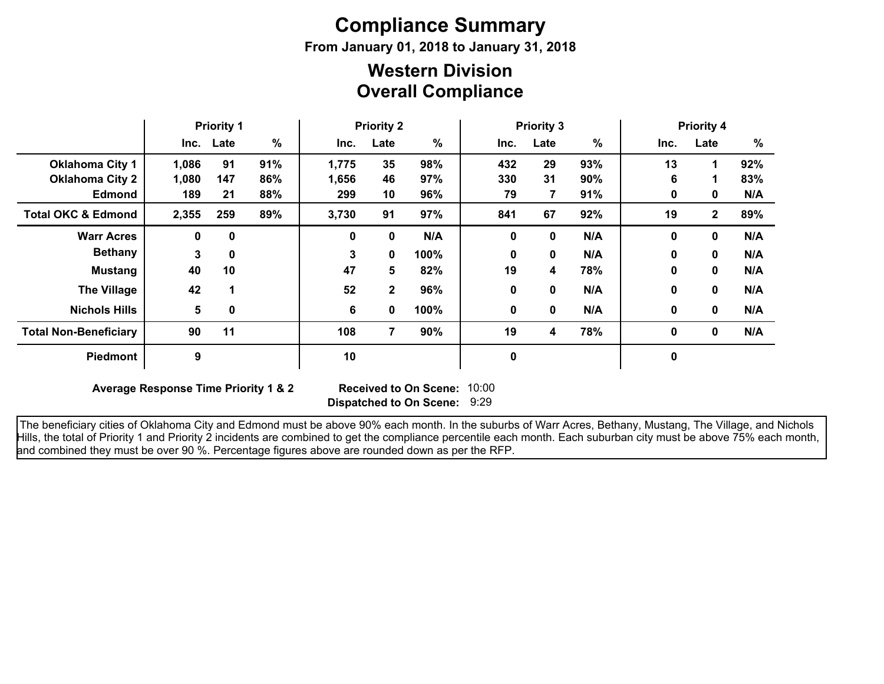# Compliance Summary

**From January 01, 2018 to January 31, 2018**

## Western Division
## Overall Compliance

| | Priority 1 | | | Priority 2 | | | Priority 3 | | | Priority 4 | | |
|---|---|---|---|---|---|---|---|---|---|---|---|---|
| | Inc. | Late | % | Inc. | Late | % | Inc. | Late | % | Inc. | Late | % |
| **Oklahoma City 1** | 1,086 | 91 | 91% | 1,775 | 35 | 98% | 432 | 29 | 93% | 13 | 1 | 92% |
| **Oklahoma City 2** | 1,080 | 147 | 86% | 1,656 | 46 | 97% | 330 | 31 | 90% | 6 | 1 | 83% |
| **Edmond** | 189 | 21 | 88% | 299 | 10 | 96% | 79 | 7 | 91% | 0 | 0 | N/A |
| **Total OKC & Edmond** | 2,355 | 259 | 89% | 3,730 | 91 | 97% | 841 | 67 | 92% | 19 | 2 | 89% |
| **Warr Acres** | 0 | 0 | | 0 | 0 | N/A | 0 | 0 | N/A | 0 | 0 | N/A |
| **Bethany** | 3 | 0 | | 3 | 0 | 100% | 0 | 0 | N/A | 0 | 0 | N/A |
| **Mustang** | 40 | 10 | | 47 | 5 | 82% | 19 | 4 | 78% | 0 | 0 | N/A |
| **The Village** | 42 | 1 | | 52 | 2 | 96% | 0 | 0 | N/A | 0 | 0 | N/A |
| **Nichols Hills** | 5 | 0 | | 6 | 0 | 100% | 0 | 0 | N/A | 0 | 0 | N/A |
| **Total Non-Beneficiary** | 90 | 11 | | 108 | 7 | 90% | 19 | 4 | 78% | 0 | 0 | N/A |
| **Piedmont** | 9 | | | 10 | | | 0 | | | 0 | | |

**Average Response Time Priority 1 & 2** **Received to On Scene:** 10:00

**Dispatched to On Scene:** 9:29

The beneficiary cities of Oklahoma City and Edmond must be above 90% each month. In the suburbs of Warr Acres, Bethany, Mustang, The Village, and Nichols Hills, the total of Priority 1 and Priority 2 incidents are combined to get the compliance percentile each month. Each suburban city must be above 75% each month, and combined they must be over 90 %. Percentage figures above are rounded down as per the RFP.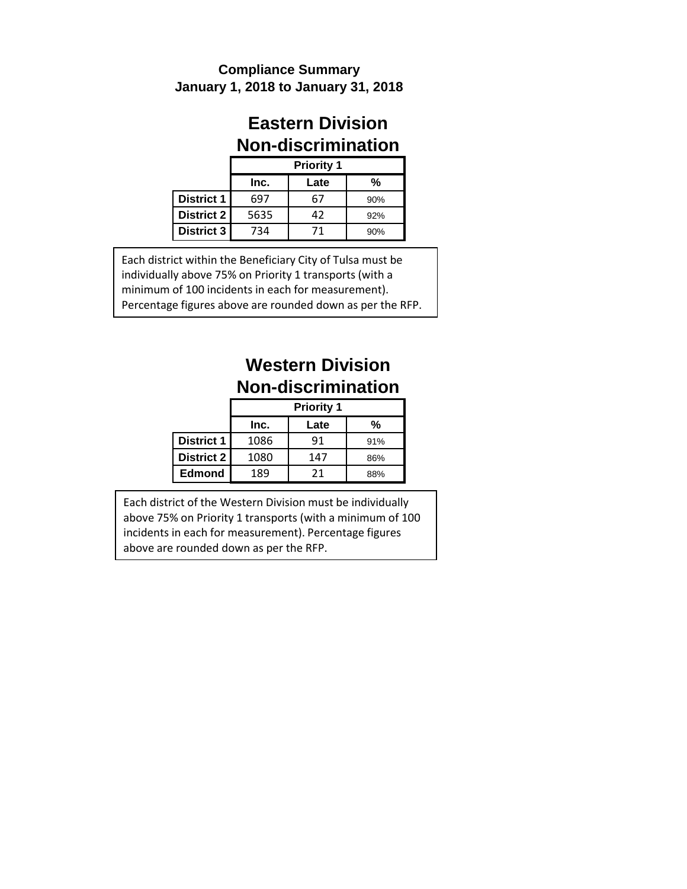**Compliance Summary**
**January 1, 2018 to January 31, 2018**

## Eastern Division Non-discrimination

| | Priority 1 | | |
|---|---|---|---|
| | **Inc.** | **Late** | **%** |
| **District 1** | 697 | 67 | 90% |
| **District 2** | 5635 | 42 | 92% |
| **District 3** | 734 | 71 | 90% |

Each district within the Beneficiary City of Tulsa must be individually above 75% on Priority 1 transports (with a minimum of 100 incidents in each for measurement). Percentage figures above are rounded down as per the RFP.

## Western Division Non-discrimination

| | Priority 1 | | |
|---|---|---|---|
| | **Inc.** | **Late** | **%** |
| **District 1** | 1086 | 91 | 91% |
| **District 2** | 1080 | 147 | 86% |
| **Edmond** | 189 | 21 | 88% |

Each district of the Western Division must be individually above 75% on Priority 1 transports (with a minimum of 100 incidents in each for measurement). Percentage figures above are rounded down as per the RFP.